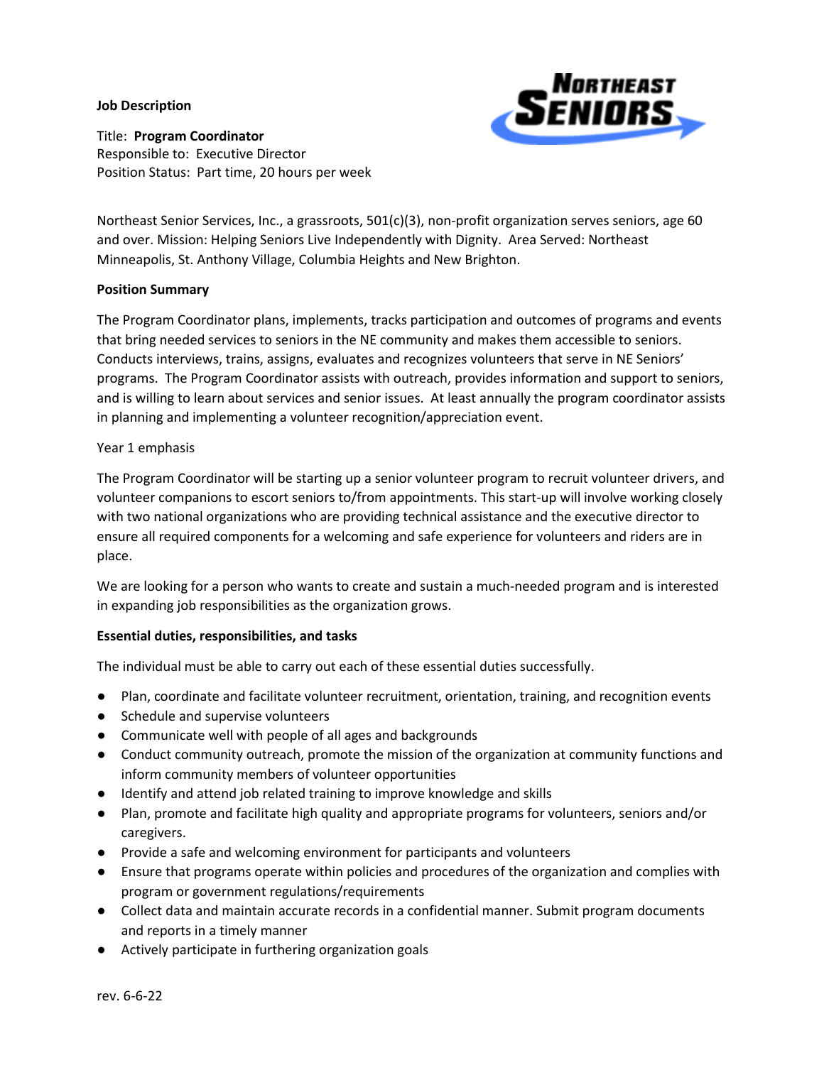**Job Description**

Title: **Program Coordinator**
Responsible to: Executive Director
Position Status: Part time, 20 hours per week

Northeast Senior Services, Inc., a grassroots, 501(c)(3), non-profit organization serves seniors, age 60 and over. Mission: Helping Seniors Live Independently with Dignity. Area Served: Northeast Minneapolis, St. Anthony Village, Columbia Heights and New Brighton.

**Position Summary**

The Program Coordinator plans, implements, tracks participation and outcomes of programs and events that bring needed services to seniors in the NE community and makes them accessible to seniors. Conducts interviews, trains, assigns, evaluates and recognizes volunteers that serve in NE Seniors' programs. The Program Coordinator assists with outreach, provides information and support to seniors, and is willing to learn about services and senior issues. At least annually the program coordinator assists in planning and implementing a volunteer recognition/appreciation event.

Year 1 emphasis

The Program Coordinator will be starting up a senior volunteer program to recruit volunteer drivers, and volunteer companions to escort seniors to/from appointments. This start-up will involve working closely with two national organizations who are providing technical assistance and the executive director to ensure all required components for a welcoming and safe experience for volunteers and riders are in place.

We are looking for a person who wants to create and sustain a much-needed program and is interested in expanding job responsibilities as the organization grows.

**Essential duties, responsibilities, and tasks**

The individual must be able to carry out each of these essential duties successfully.

- Plan, coordinate and facilitate volunteer recruitment, orientation, training, and recognition events
- Schedule and supervise volunteers
- Communicate well with people of all ages and backgrounds
- Conduct community outreach, promote the mission of the organization at community functions and inform community members of volunteer opportunities
- Identify and attend job related training to improve knowledge and skills
- Plan, promote and facilitate high quality and appropriate programs for volunteers, seniors and/or caregivers.
- Provide a safe and welcoming environment for participants and volunteers
- Ensure that programs operate within policies and procedures of the organization and complies with program or government regulations/requirements
- Collect data and maintain accurate records in a confidential manner. Submit program documents and reports in a timely manner
- Actively participate in furthering organization goals

rev. 6-6-22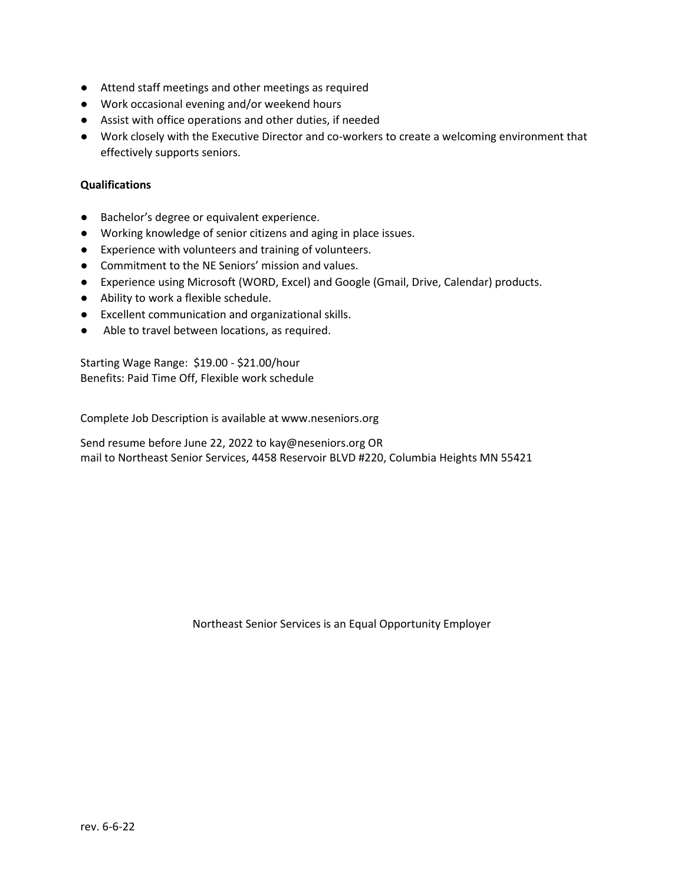- Attend staff meetings and other meetings as required
- Work occasional evening and/or weekend hours
- Assist with office operations and other duties, if needed
- Work closely with the Executive Director and co-workers to create a welcoming environment that effectively supports seniors.

**Qualifications**

- Bachelor's degree or equivalent experience.
- Working knowledge of senior citizens and aging in place issues.
- Experience with volunteers and training of volunteers.
- Commitment to the NE Seniors' mission and values.
- Experience using Microsoft (WORD, Excel) and Google (Gmail, Drive, Calendar) products.
- Ability to work a flexible schedule.
- Excellent communication and organizational skills.
- Able to travel between locations, as required.

Starting Wage Range: $19.00 - $21.00/hour
Benefits: Paid Time Off, Flexible work schedule

Complete Job Description is available at www.neseniors.org

Send resume before June 22, 2022 to kay@neseniors.org OR
mail to Northeast Senior Services, 4458 Reservoir BLVD #220, Columbia Heights MN 55421

Northeast Senior Services is an Equal Opportunity Employer

rev. 6-6-22